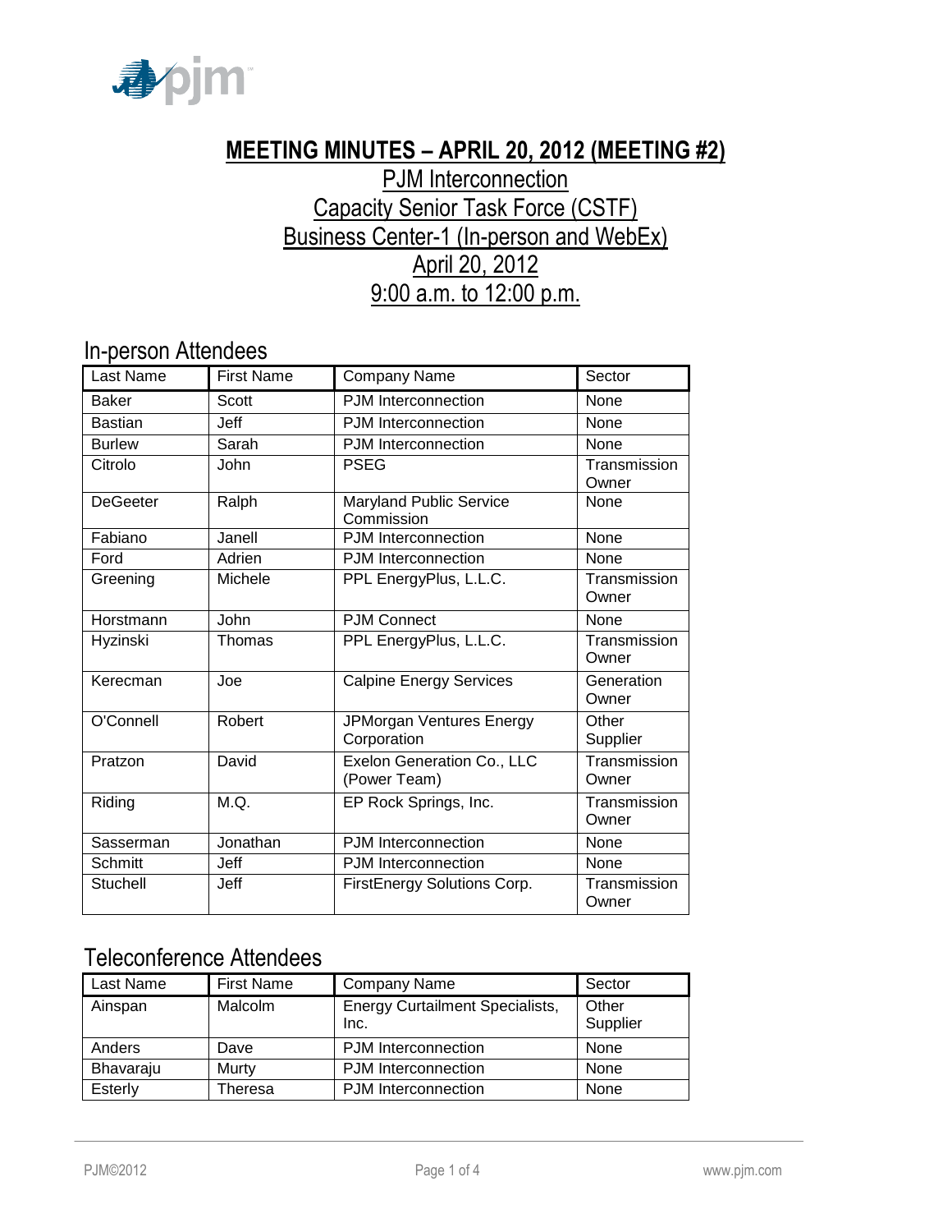# MEETING MINUTES – APRIL 20, 2012 (MEETING #2)

PJM Interconnection
Capacity Senior Task Force (CSTF)
Business Center-1 (In-person and WebEx)
April 20, 2012
9:00 a.m. to 12:00 p.m.

## In-person Attendees

| Last Name | First Name | Company Name | Sector |
|---|---|---|---|
| Baker | Scott | PJM Interconnection | None |
| Bastian | Jeff | PJM Interconnection | None |
| Burlew | Sarah | PJM Interconnection | None |
| Citrolo | John | PSEG | Transmission Owner |
| DeGeeter | Ralph | Maryland Public Service Commission | None |
| Fabiano | Janell | PJM Interconnection | None |
| Ford | Adrien | PJM Interconnection | None |
| Greening | Michele | PPL EnergyPlus, L.L.C. | Transmission Owner |
| Horstmann | John | PJM Connect | None |
| Hyzinski | Thomas | PPL EnergyPlus, L.L.C. | Transmission Owner |
| Kerecman | Joe | Calpine Energy Services | Generation Owner |
| O'Connell | Robert | JPMorgan Ventures Energy Corporation | Other Supplier |
| Pratzon | David | Exelon Generation Co., LLC (Power Team) | Transmission Owner |
| Riding | M.Q. | EP Rock Springs, Inc. | Transmission Owner |
| Sasserman | Jonathan | PJM Interconnection | None |
| Schmitt | Jeff | PJM Interconnection | None |
| Stuchell | Jeff | FirstEnergy Solutions Corp. | Transmission Owner |

## Teleconference Attendees

| Last Name | First Name | Company Name | Sector |
|---|---|---|---|
| Ainspan | Malcolm | Energy Curtailment Specialists, Inc. | Other Supplier |
| Anders | Dave | PJM Interconnection | None |
| Bhavaraju | Murty | PJM Interconnection | None |
| Esterly | Theresa | PJM Interconnection | None |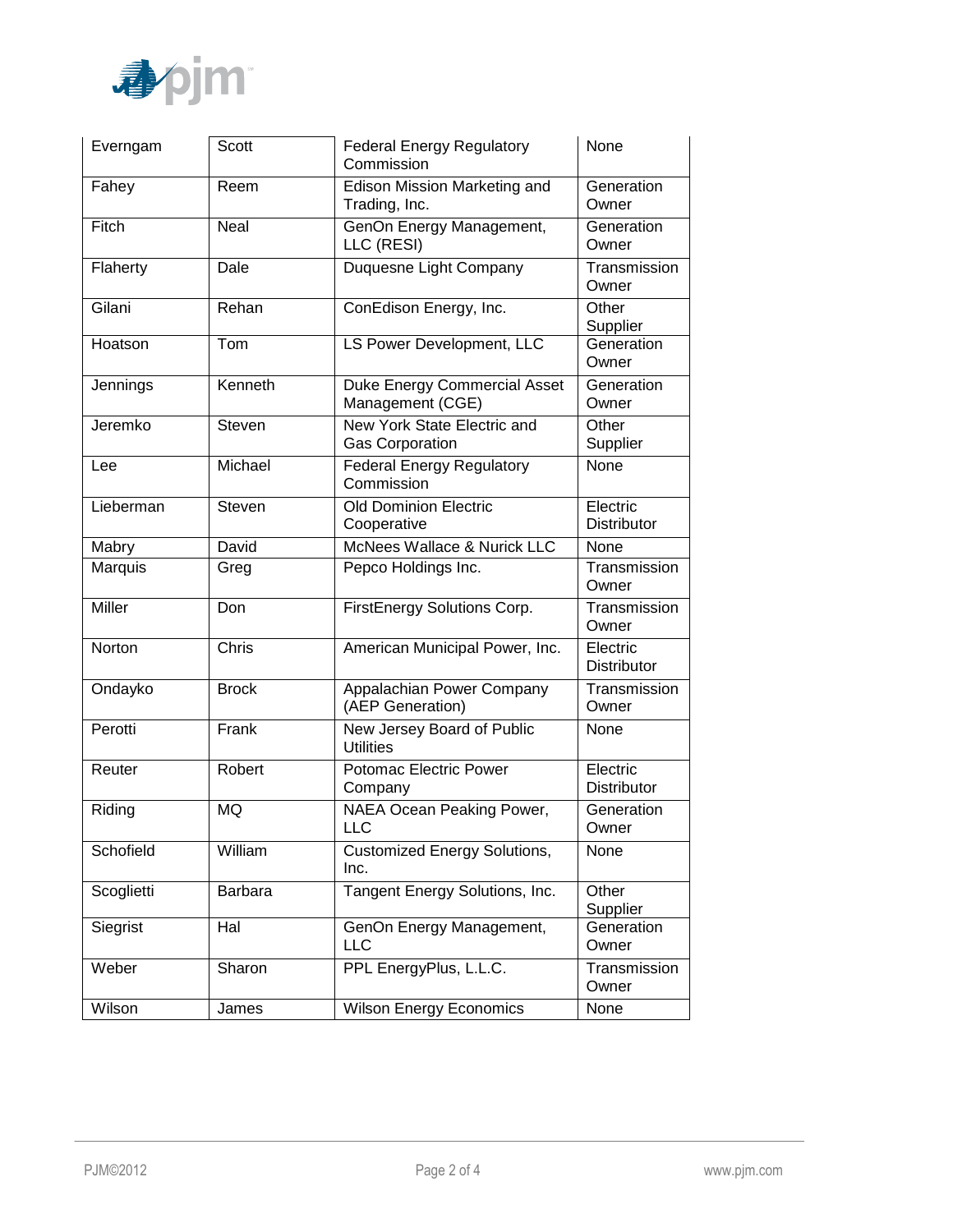| Everngam | Scott | Federal Energy Regulatory Commission | None |
|---|---|---|---|
| Fahey | Reem | Edison Mission Marketing and Trading, Inc. | Generation Owner |
| Fitch | Neal | GenOn Energy Management, LLC (RESI) | Generation Owner |
| Flaherty | Dale | Duquesne Light Company | Transmission Owner |
| Gilani | Rehan | ConEdison Energy, Inc. | Other Supplier |
| Hoatson | Tom | LS Power Development, LLC | Generation Owner |
| Jennings | Kenneth | Duke Energy Commercial Asset Management (CGE) | Generation Owner |
| Jeremko | Steven | New York State Electric and Gas Corporation | Other Supplier |
| Lee | Michael | Federal Energy Regulatory Commission | None |
| Lieberman | Steven | Old Dominion Electric Cooperative | Electric Distributor |
| Mabry | David | McNees Wallace & Nurick LLC | None |
| Marquis | Greg | Pepco Holdings Inc. | Transmission Owner |
| Miller | Don | FirstEnergy Solutions Corp. | Transmission Owner |
| Norton | Chris | American Municipal Power, Inc. | Electric Distributor |
| Ondayko | Brock | Appalachian Power Company (AEP Generation) | Transmission Owner |
| Perotti | Frank | New Jersey Board of Public Utilities | None |
| Reuter | Robert | Potomac Electric Power Company | Electric Distributor |
| Riding | MQ | NAEA Ocean Peaking Power, LLC | Generation Owner |
| Schofield | William | Customized Energy Solutions, Inc. | None |
| Scoglietti | Barbara | Tangent Energy Solutions, Inc. | Other Supplier |
| Siegrist | Hal | GenOn Energy Management, LLC | Generation Owner |
| Weber | Sharon | PPL EnergyPlus, L.L.C. | Transmission Owner |
| Wilson | James | Wilson Energy Economics | None |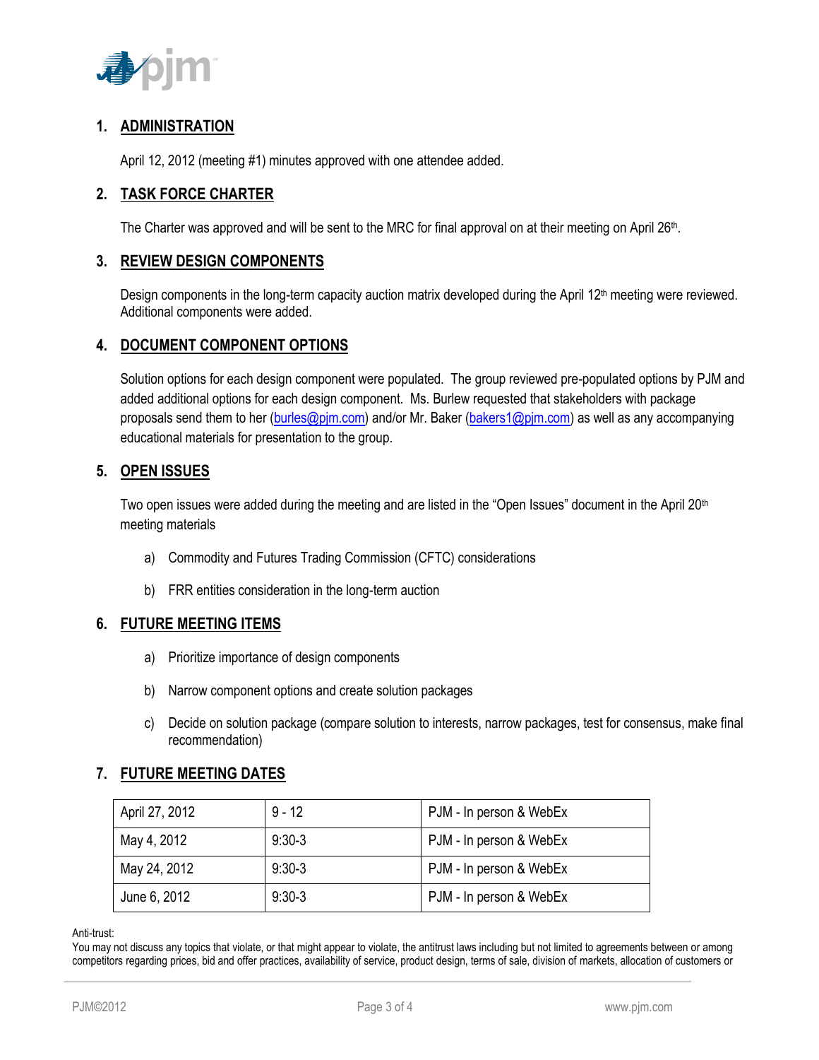## 1. ADMINISTRATION

April 12, 2012 (meeting #1) minutes approved with one attendee added.

## 2. TASK FORCE CHARTER

The Charter was approved and will be sent to the MRC for final approval on at their meeting on April 26th.

## 3. REVIEW DESIGN COMPONENTS

Design components in the long-term capacity auction matrix developed during the April 12th meeting were reviewed. Additional components were added.

## 4. DOCUMENT COMPONENT OPTIONS

Solution options for each design component were populated. The group reviewed pre-populated options by PJM and added additional options for each design component. Ms. Burlew requested that stakeholders with package proposals send them to her (burles@pjm.com) and/or Mr. Baker (bakers1@pjm.com) as well as any accompanying educational materials for presentation to the group.

## 5. OPEN ISSUES

Two open issues were added during the meeting and are listed in the "Open Issues" document in the April 20th meeting materials

a) Commodity and Futures Trading Commission (CFTC) considerations

b) FRR entities consideration in the long-term auction

## 6. FUTURE MEETING ITEMS

a) Prioritize importance of design components

b) Narrow component options and create solution packages

c) Decide on solution package (compare solution to interests, narrow packages, test for consensus, make final recommendation)

## 7. FUTURE MEETING DATES

| April 27, 2012 | 9 - 12 | PJM - In person & WebEx |
|---|---|---|
| May 4, 2012 | 9:30-3 | PJM - In person & WebEx |
| May 24, 2012 | 9:30-3 | PJM - In person & WebEx |
| June 6, 2012 | 9:30-3 | PJM - In person & WebEx |

Anti-trust:
You may not discuss any topics that violate, or that might appear to violate, the antitrust laws including but not limited to agreements between or among competitors regarding prices, bid and offer practices, availability of service, product design, terms of sale, division of markets, allocation of customers or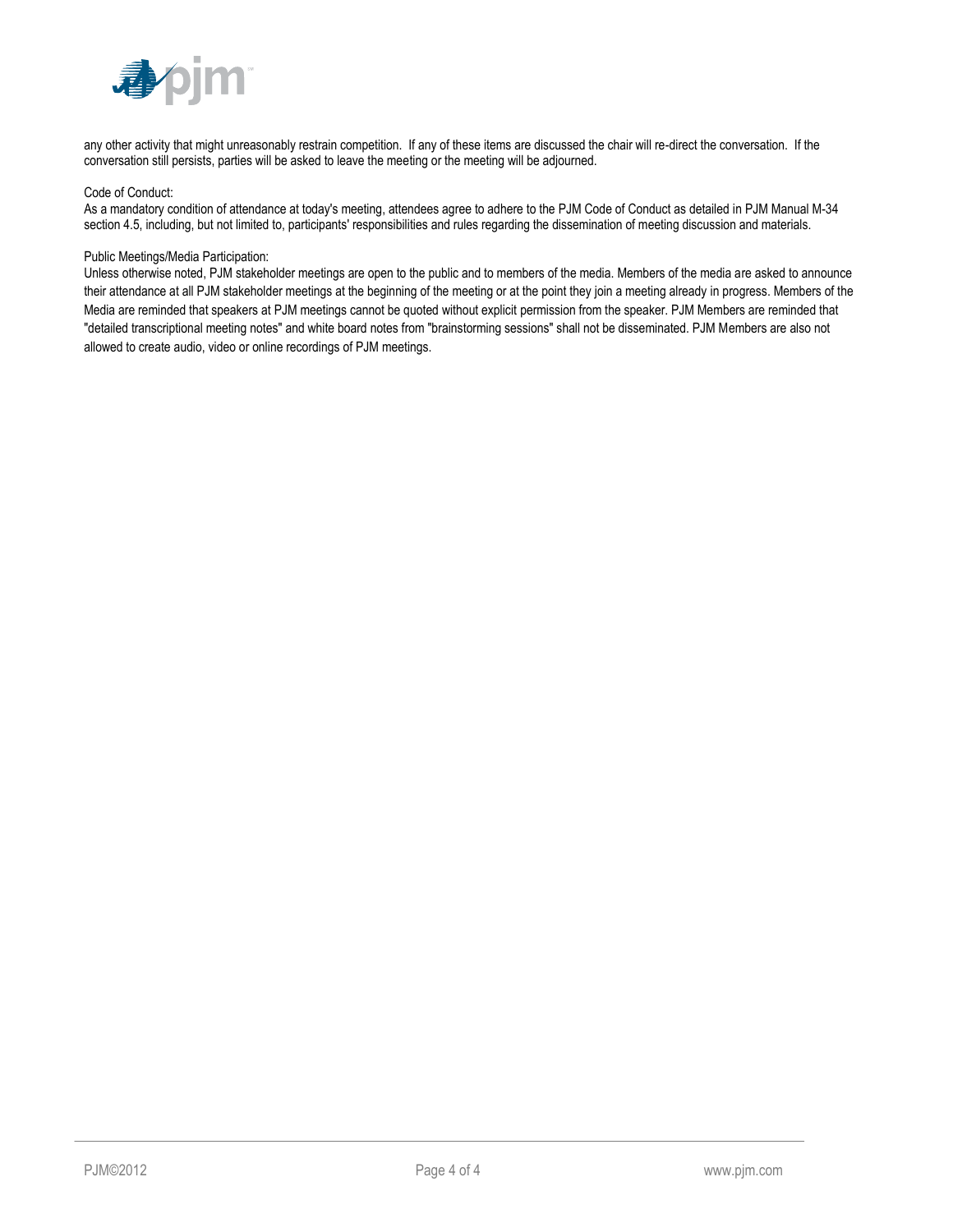any other activity that might unreasonably restrain competition. If any of these items are discussed the chair will re-direct the conversation. If the conversation still persists, parties will be asked to leave the meeting or the meeting will be adjourned.

Code of Conduct:
As a mandatory condition of attendance at today's meeting, attendees agree to adhere to the PJM Code of Conduct as detailed in PJM Manual M-34 section 4.5, including, but not limited to, participants' responsibilities and rules regarding the dissemination of meeting discussion and materials.

Public Meetings/Media Participation:
Unless otherwise noted, PJM stakeholder meetings are open to the public and to members of the media. Members of the media are asked to announce their attendance at all PJM stakeholder meetings at the beginning of the meeting or at the point they join a meeting already in progress. Members of the Media are reminded that speakers at PJM meetings cannot be quoted without explicit permission from the speaker. PJM Members are reminded that "detailed transcriptional meeting notes" and white board notes from "brainstorming sessions" shall not be disseminated. PJM Members are also not allowed to create audio, video or online recordings of PJM meetings.